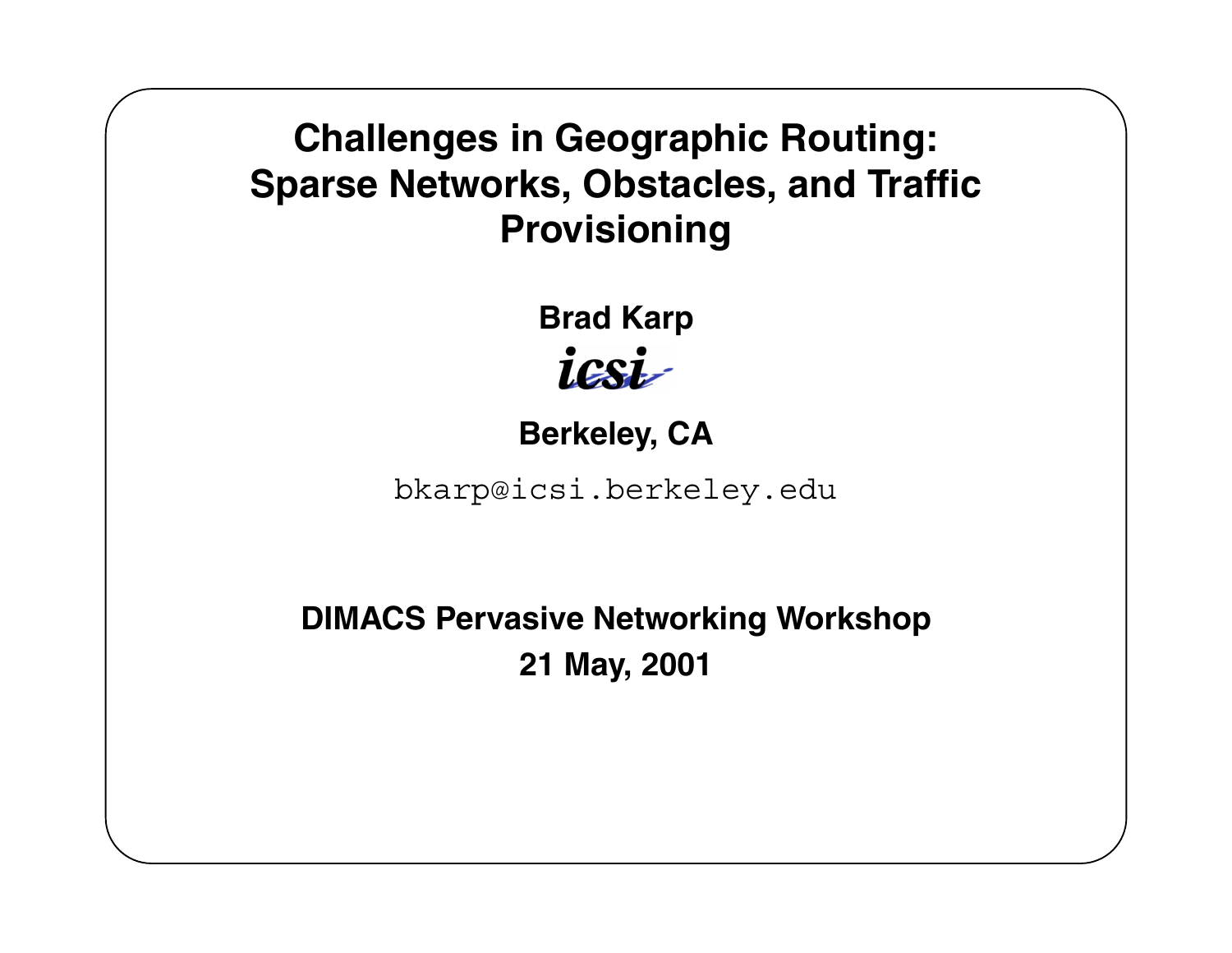# Challenges in Geographic Routing: Sparse Networks, Obstacles, and Traffic Provisioning

**Brad Karp**

*icsi*

**Berkeley, CA**

`bkarp@icsi.berkeley.edu`

**DIMACS Pervasive Networking Workshop**

**21 May, 2001**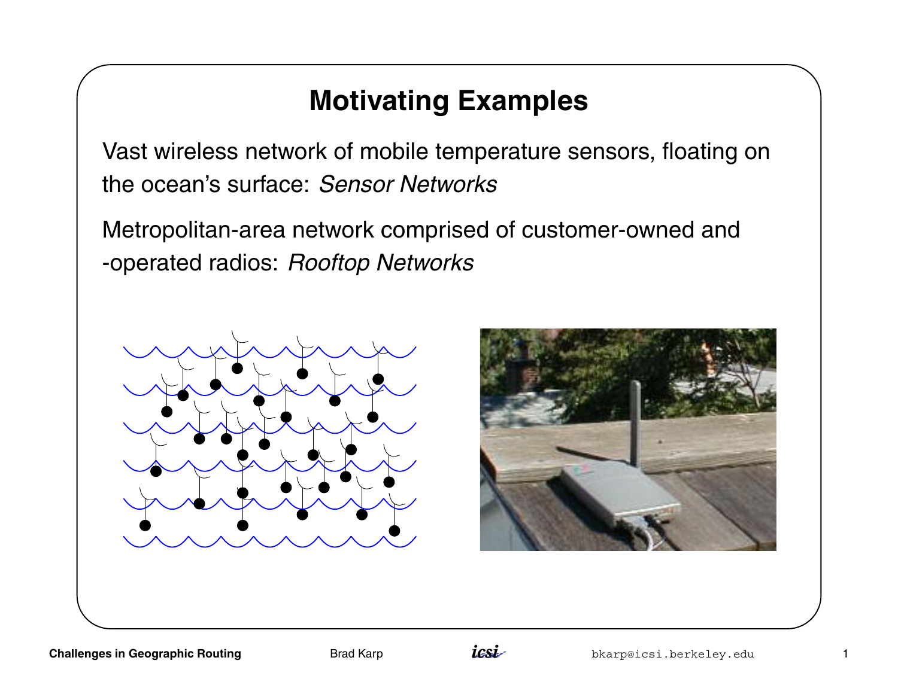# Motivating Examples

Vast wireless network of mobile temperature sensors, floating on the ocean's surface: *Sensor Networks*

Metropolitan-area network comprised of customer-owned and -operated radios: *Rooftop Networks*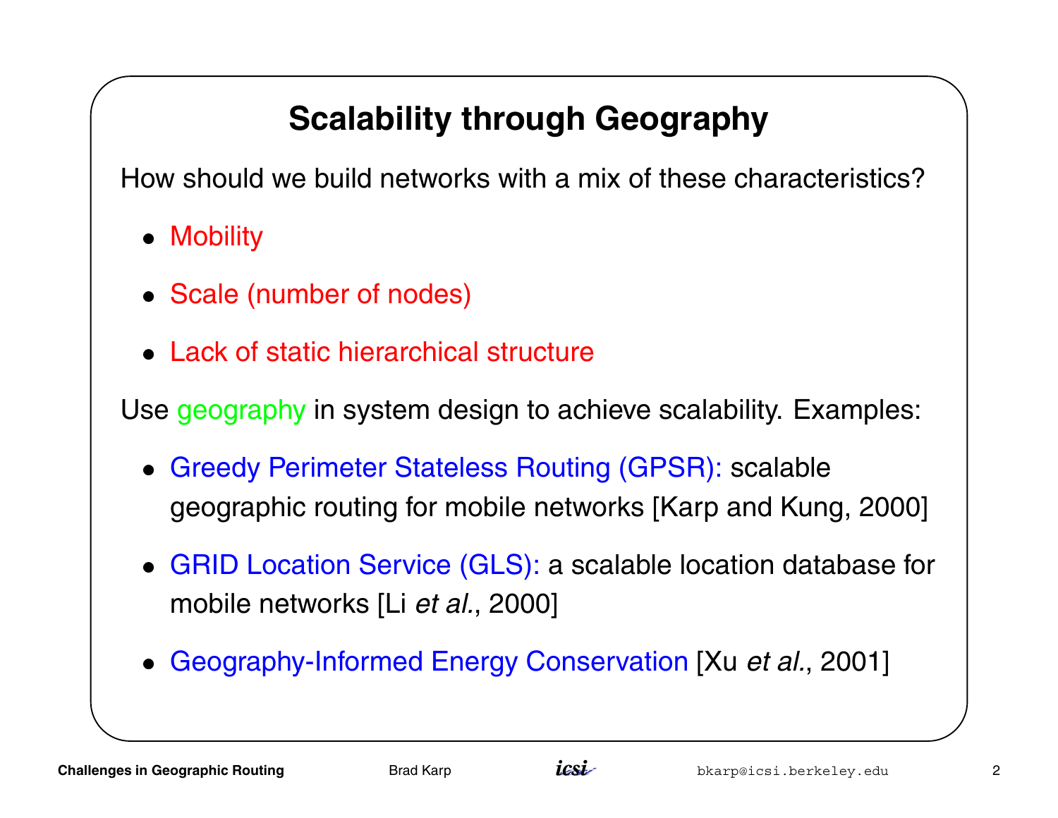# Scalability through Geography

How should we build networks with a mix of these characteristics?

- Mobility
- Scale (number of nodes)
- Lack of static hierarchical structure

Use geography in system design to achieve scalability. Examples:

- Greedy Perimeter Stateless Routing (GPSR): scalable geographic routing for mobile networks [Karp and Kung, 2000]
- GRID Location Service (GLS): a scalable location database for mobile networks [Li *et al.*, 2000]
- Geography-Informed Energy Conservation [Xu *et al.*, 2001]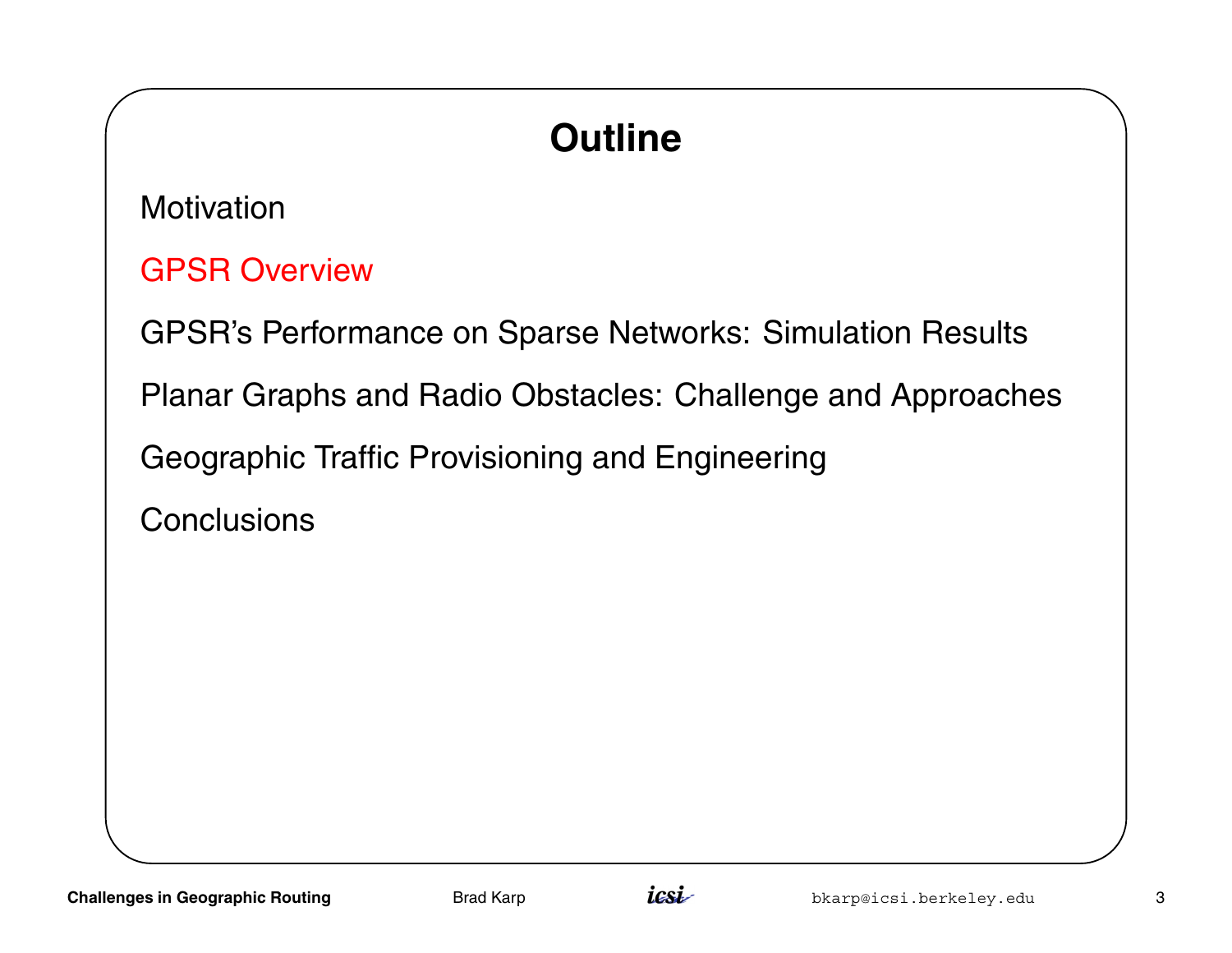# Outline

- Motivation
- GPSR Overview
- GPSR's Performance on Sparse Networks: Simulation Results
- Planar Graphs and Radio Obstacles: Challenge and Approaches
- Geographic Traffic Provisioning and Engineering
- Conclusions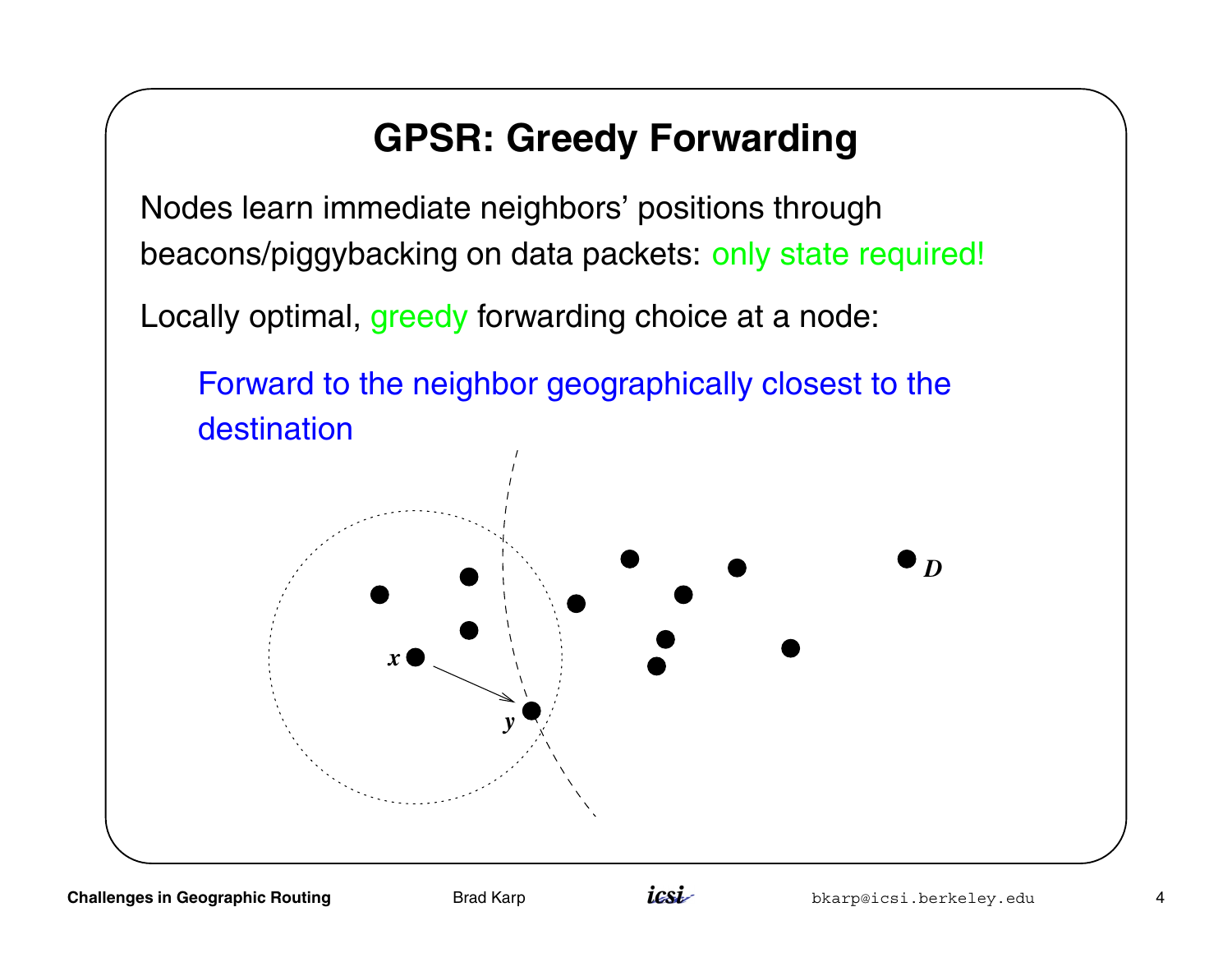# GPSR: Greedy Forwarding

Nodes learn immediate neighbors' positions through beacons/piggybacking on data packets: only state required!

Locally optimal, greedy forwarding choice at a node:

> Forward to the neighbor geographically closest to the destination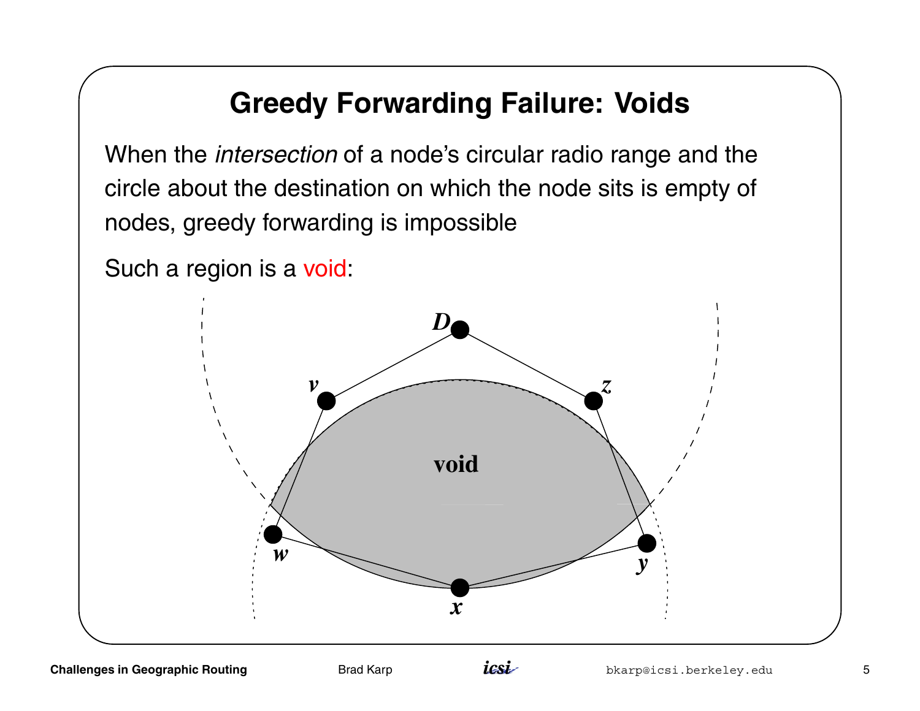# Greedy Forwarding Failure: Voids

When the *intersection* of a node's circular radio range and the circle about the destination on which the node sits is empty of nodes, greedy forwarding is impossible

Such a region is a void: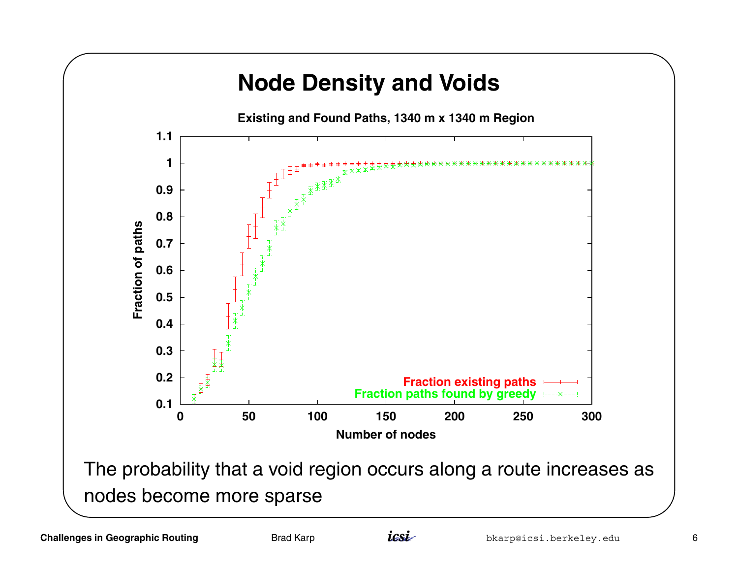# Node Density and Voids

**Existing and Found Paths, 1340 m x 1340 m Region**

The probability that a void region occurs along a route increases as nodes become more sparse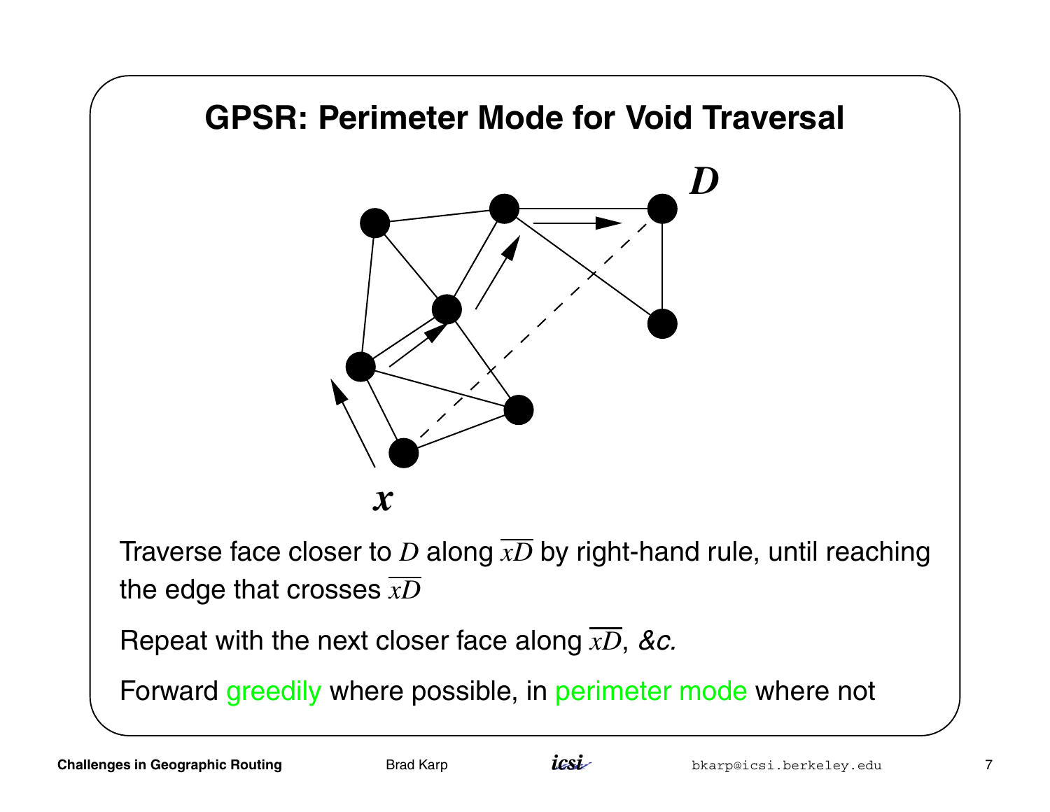# GPSR: Perimeter Mode for Void Traversal

Traverse face closer to $D$ along $\overline{xD}$ by right-hand rule, until reaching the edge that crosses $\overline{xD}$

Repeat with the next closer face along $\overline{xD}$, *&c.*

Forward greedily where possible, in perimeter mode where not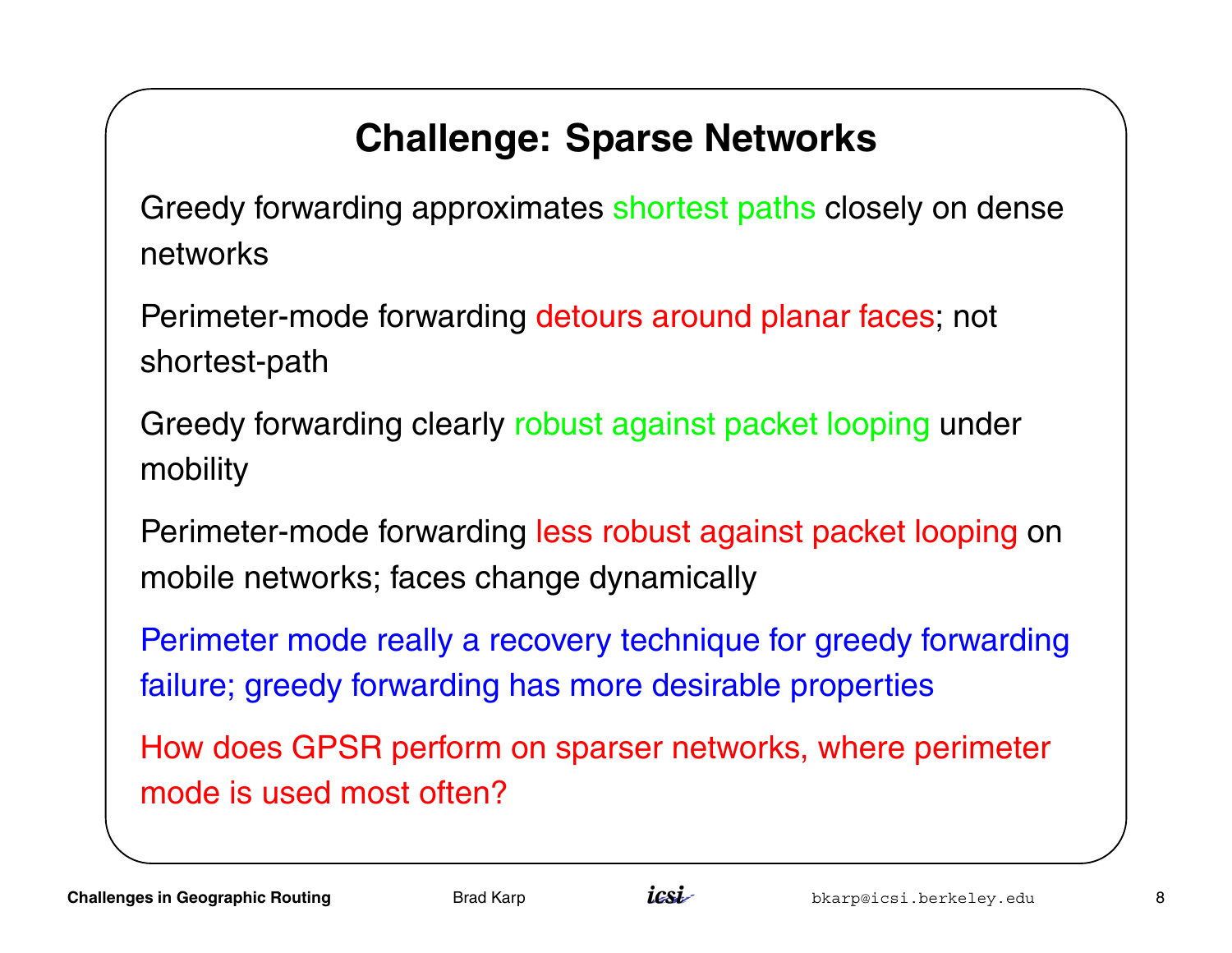## Challenge: Sparse Networks

Greedy forwarding approximates shortest paths closely on dense networks

Perimeter-mode forwarding detours around planar faces; not shortest-path

Greedy forwarding clearly robust against packet looping under mobility

Perimeter-mode forwarding less robust against packet looping on mobile networks; faces change dynamically

Perimeter mode really a recovery technique for greedy forwarding failure; greedy forwarding has more desirable properties

How does GPSR perform on sparser networks, where perimeter mode is used most often?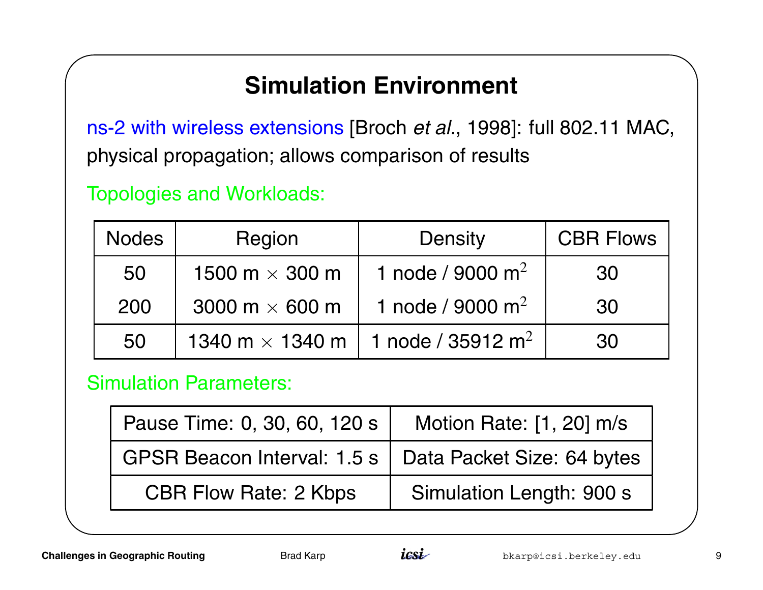# Simulation Environment

ns-2 with wireless extensions [Broch *et al.*, 1998]: full 802.11 MAC, physical propagation; allows comparison of results

Topologies and Workloads:

| Nodes | Region | Density | CBR Flows |
|---|---|---|---|
| 50 | 1500 m $\times$ 300 m | 1 node / 9000 m$^2$ | 30 |
| 200 | 3000 m $\times$ 600 m | 1 node / 9000 m$^2$ | 30 |
| 50 | 1340 m $\times$ 1340 m | 1 node / 35912 m$^2$ | 30 |

Simulation Parameters:

| | |
|---|---|
| Pause Time: 0, 30, 60, 120 s | Motion Rate: [1, 20] m/s |
| GPSR Beacon Interval: 1.5 s | Data Packet Size: 64 bytes |
| CBR Flow Rate: 2 Kbps | Simulation Length: 900 s |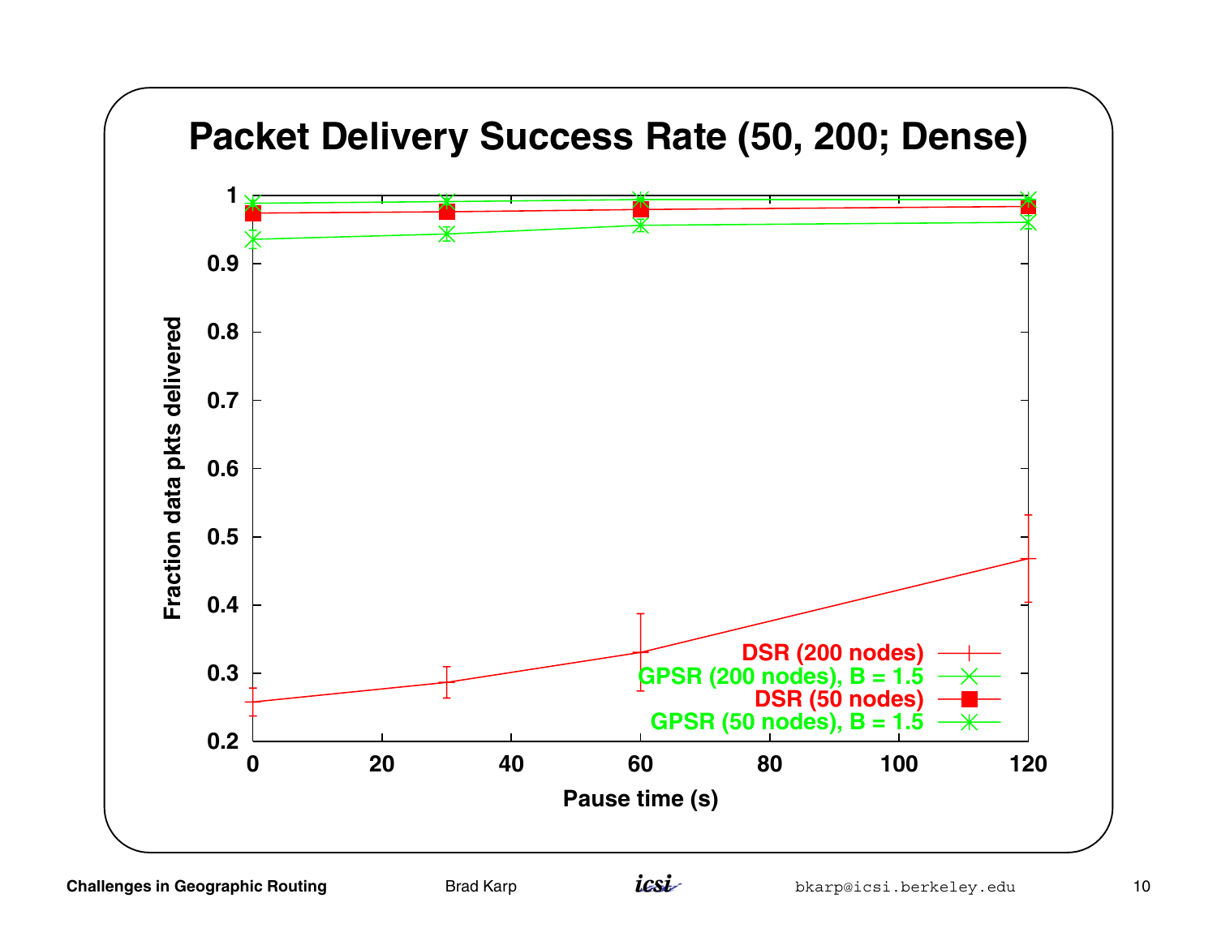# Packet Delivery Success Rate (50, 200; Dense)

Fraction data pkts delivered vs. Pause time (s)

- DSR (200 nodes)
- GPSR (200 nodes), B = 1.5
- DSR (50 nodes)
- GPSR (50 nodes), B = 1.5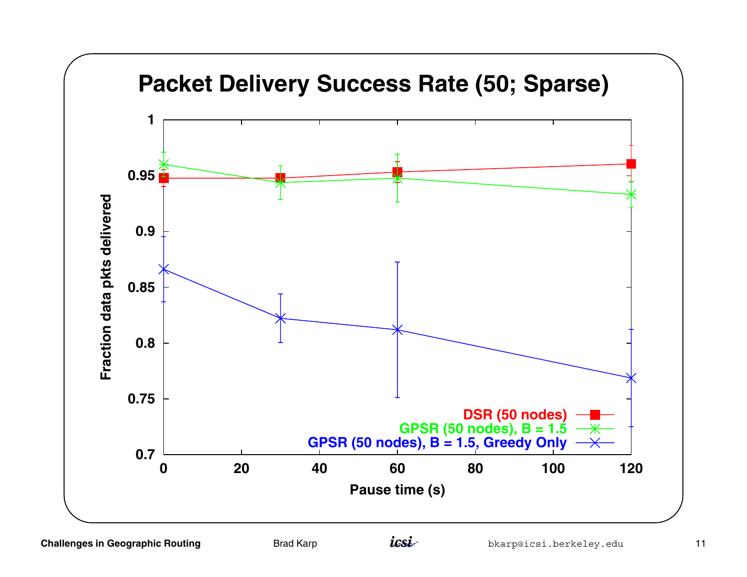# Packet Delivery Success Rate (50; Sparse)

Fraction data pkts delivered vs. Pause time (s)

- DSR (50 nodes)
- GPSR (50 nodes), B = 1.5
- GPSR (50 nodes), B = 1.5, Greedy Only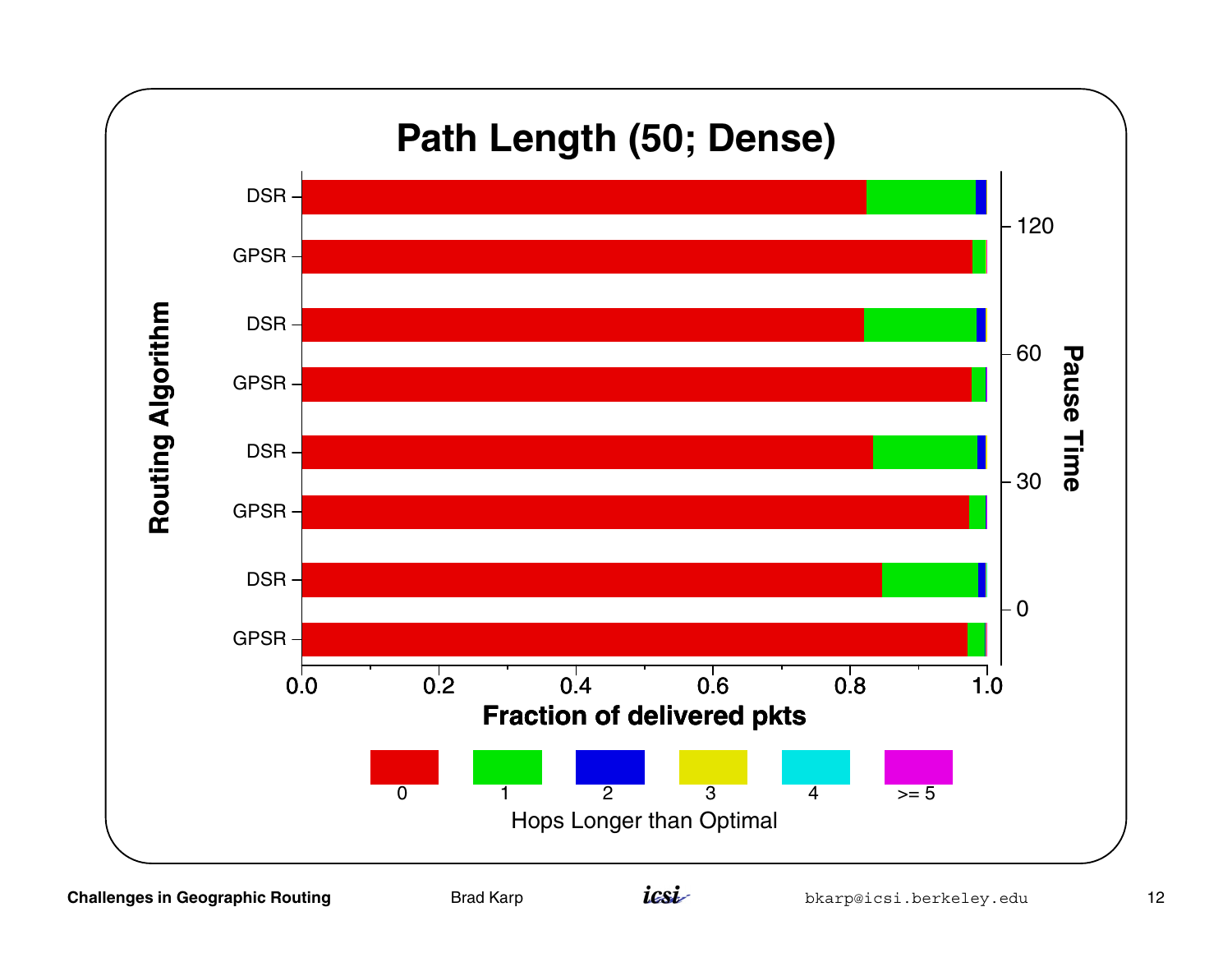# Path Length (50; Dense)

Routing Algorithm: DSR, GPSR, DSR, GPSR, DSR, GPSR, DSR, GPSR

Pause Time: 120, 60, 30, 0

0.0 0.2 0.4 0.6 0.8 1.0

**Fraction of delivered pkts**

0 1 2 3 4 >= 5

Hops Longer than Optimal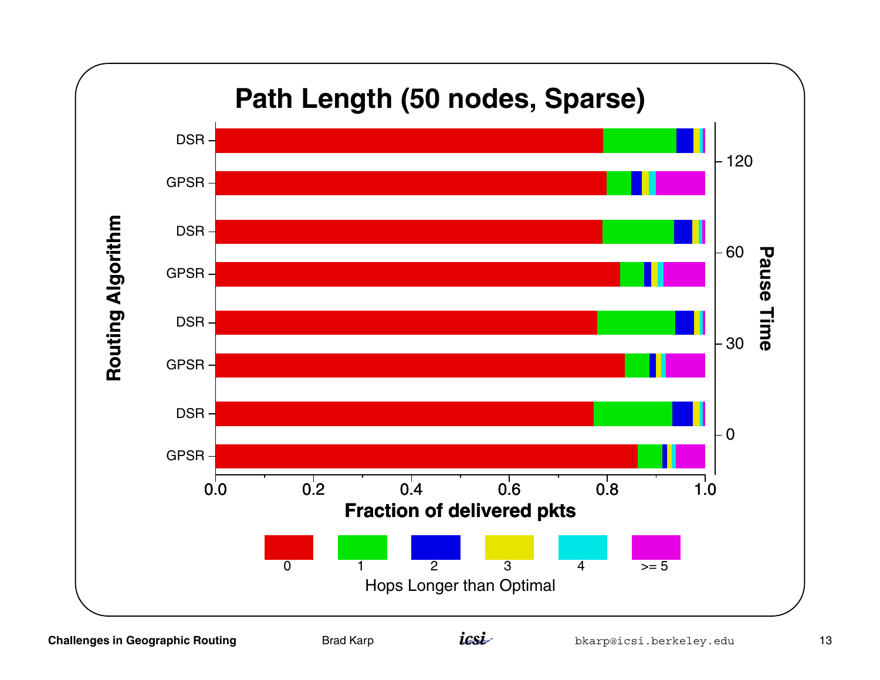# Path Length (50 nodes, Sparse)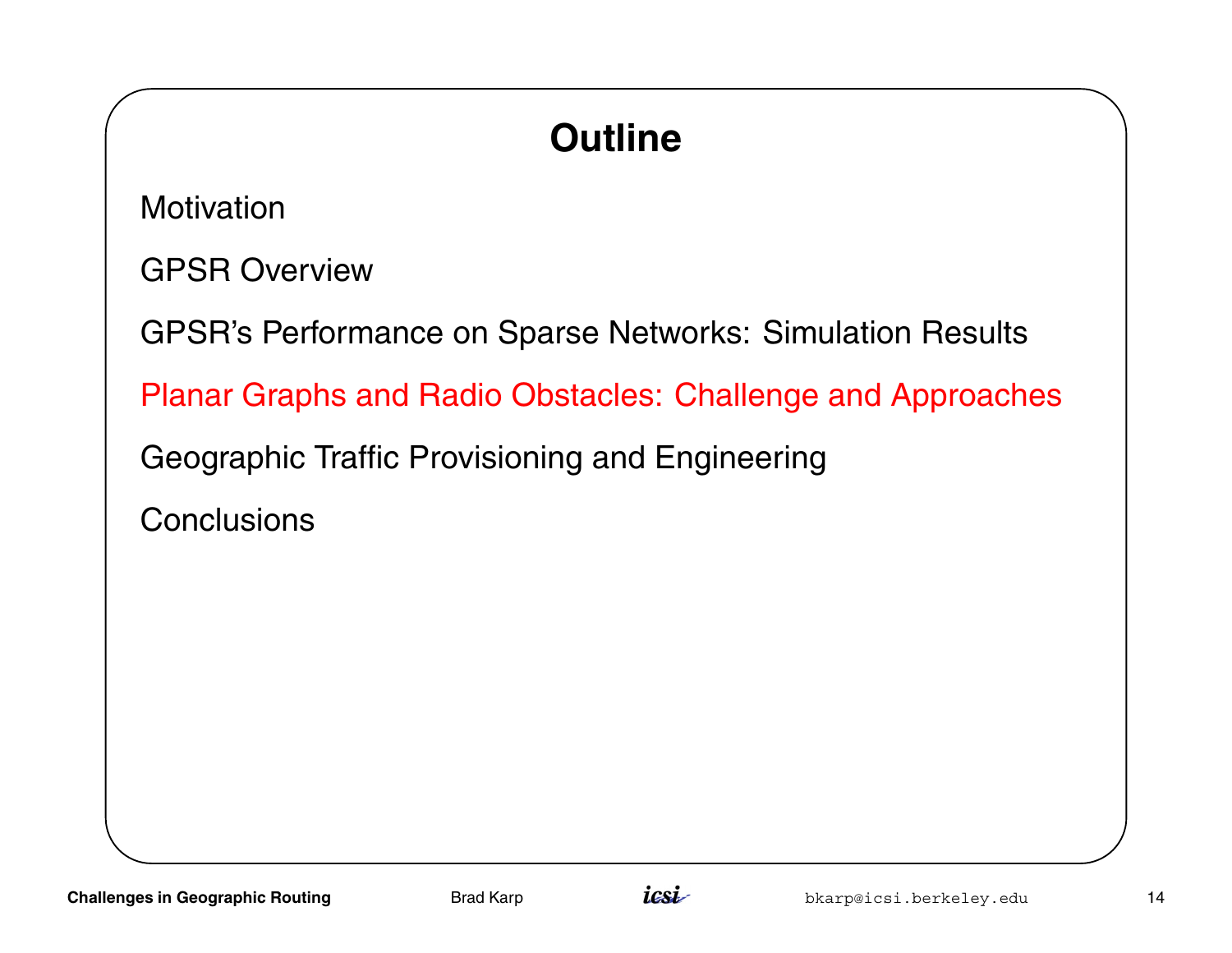# Outline

Motivation

GPSR Overview

GPSR's Performance on Sparse Networks: Simulation Results

Planar Graphs and Radio Obstacles: Challenge and Approaches

Geographic Traffic Provisioning and Engineering

Conclusions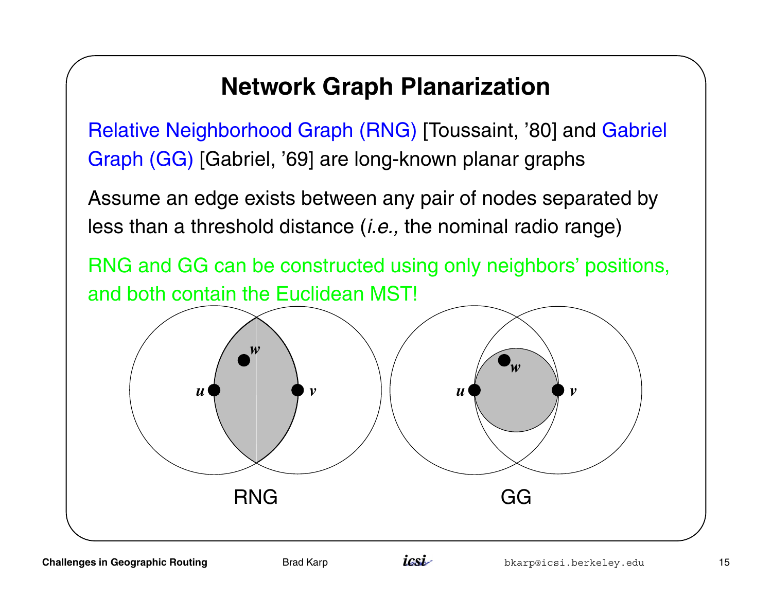# Network Graph Planarization

Relative Neighborhood Graph (RNG) [Toussaint, '80] and Gabriel Graph (GG) [Gabriel, '69] are long-known planar graphs

Assume an edge exists between any pair of nodes separated by less than a threshold distance (*i.e.,* the nominal radio range)

RNG and GG can be constructed using only neighbors' positions, and both contain the Euclidean MST!

RNG

GG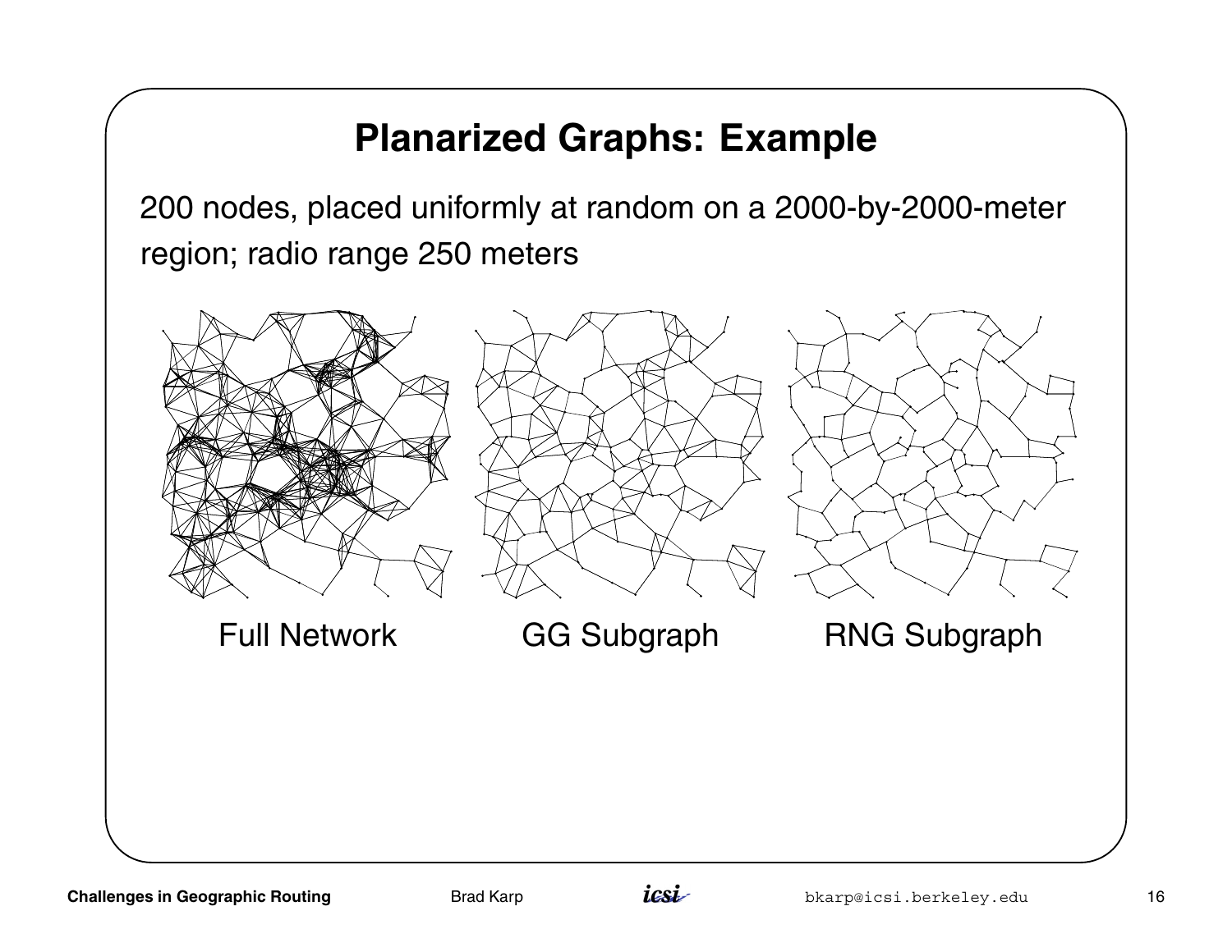# Planarized Graphs: Example

200 nodes, placed uniformly at random on a 2000-by-2000-meter region; radio range 250 meters

Full Network

GG Subgraph

RNG Subgraph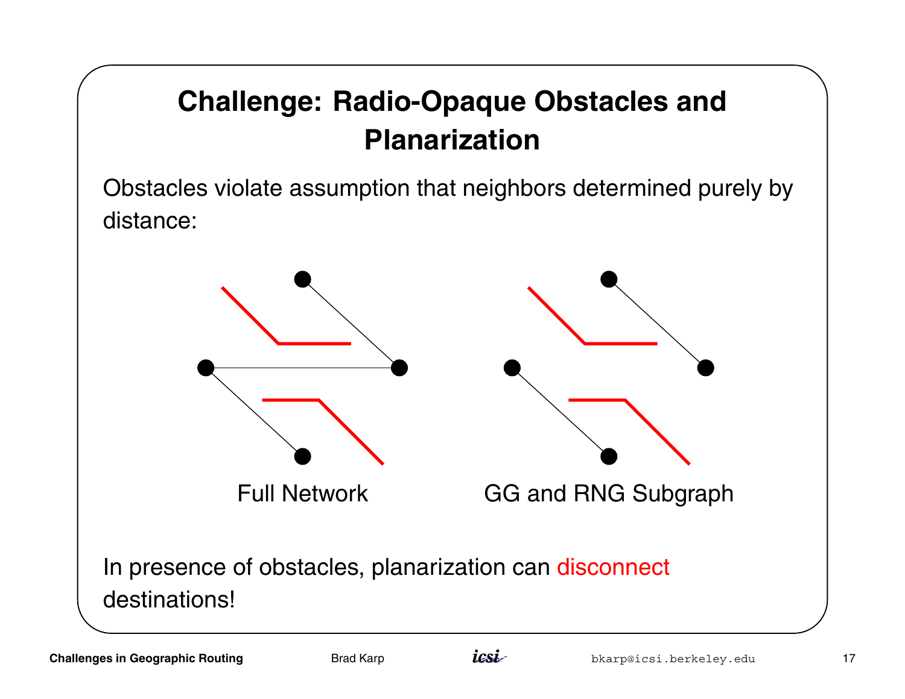# Challenge: Radio-Opaque Obstacles and Planarization

Obstacles violate assumption that neighbors determined purely by distance:

Full Network

GG and RNG Subgraph

In presence of obstacles, planarization can disconnect destinations!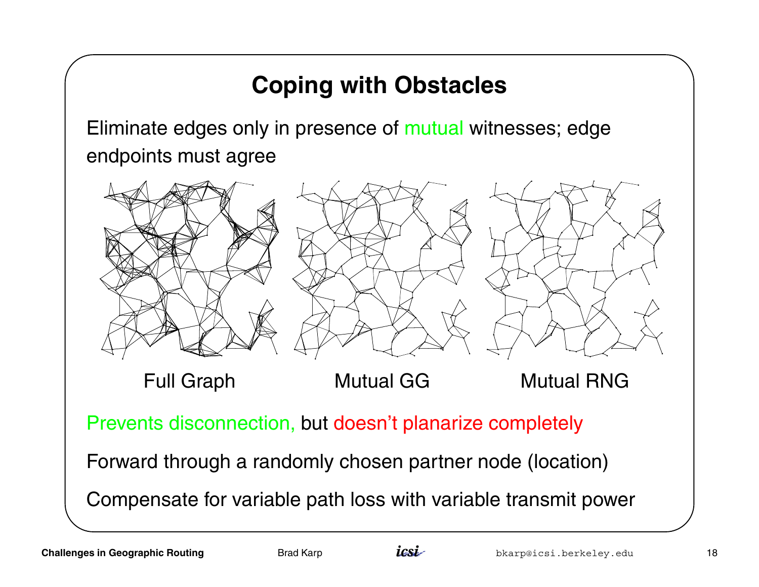# Coping with Obstacles

Eliminate edges only in presence of mutual witnesses; edge endpoints must agree

Full Graph　　Mutual GG　　Mutual RNG

Prevents disconnection, but doesn't planarize completely

Forward through a randomly chosen partner node (location)

Compensate for variable path loss with variable transmit power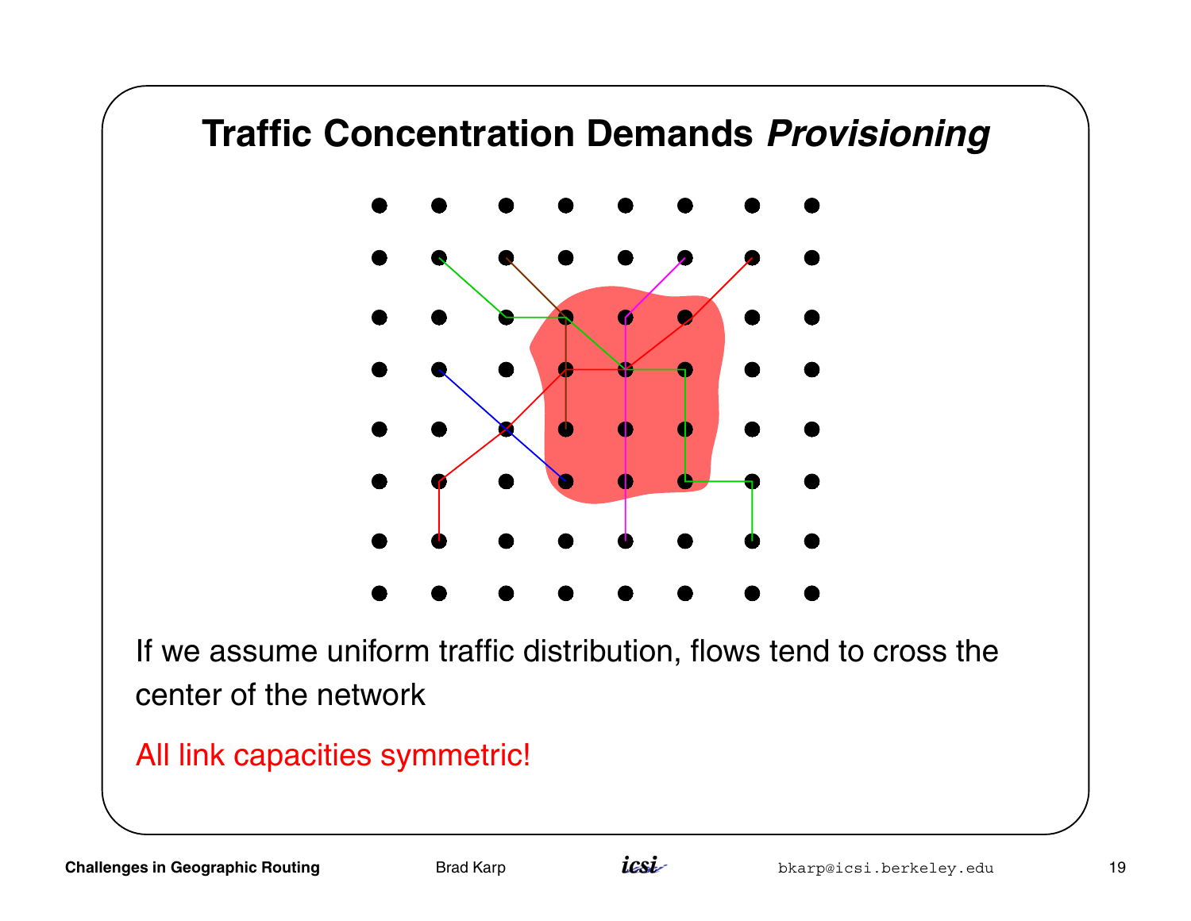# Traffic Concentration Demands *Provisioning*

If we assume uniform traffic distribution, flows tend to cross the center of the network

All link capacities symmetric!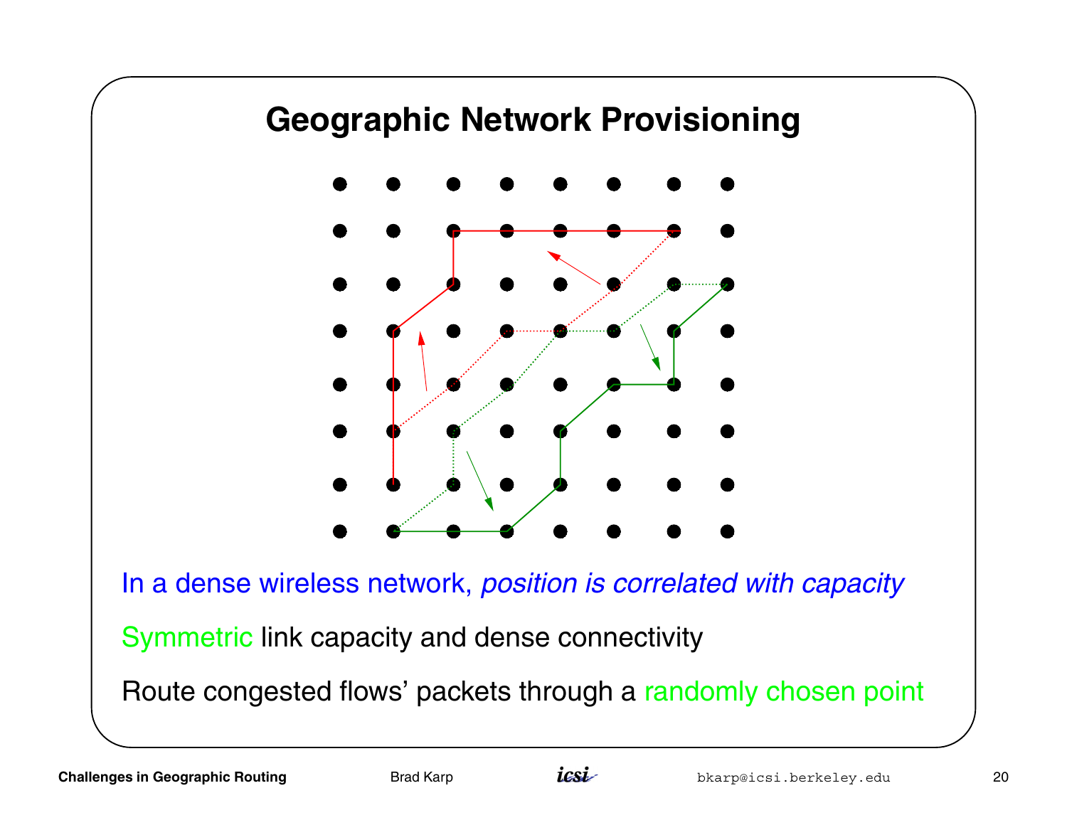# Geographic Network Provisioning

In a dense wireless network, *position is correlated with capacity*

Symmetric link capacity and dense connectivity

Route congested flows' packets through a randomly chosen point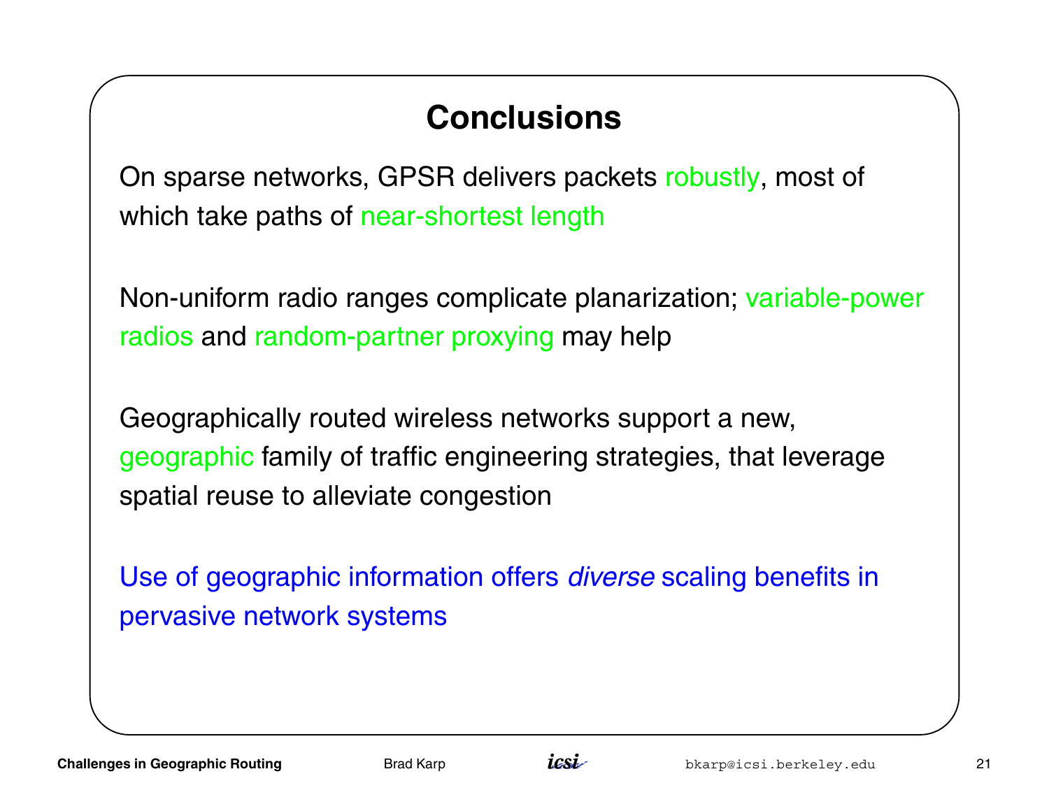# Conclusions

On sparse networks, GPSR delivers packets robustly, most of which take paths of near-shortest length

Non-uniform radio ranges complicate planarization; variable-power radios and random-partner proxying may help

Geographically routed wireless networks support a new, geographic family of traffic engineering strategies, that leverage spatial reuse to alleviate congestion

Use of geographic information offers *diverse* scaling benefits in pervasive network systems